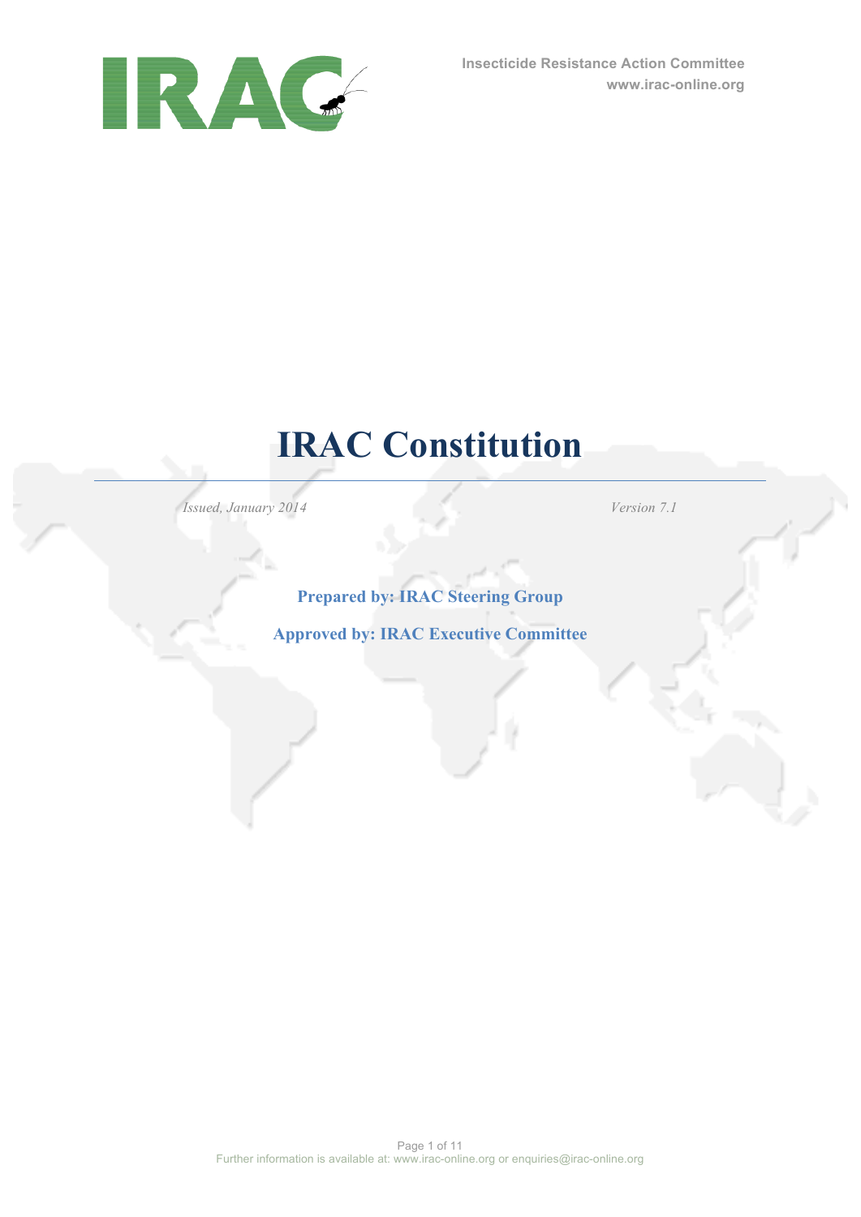Insecticide Resistance Action Committee
www.irac-online.org

# IRAC Constitution

*Issued, January 2014* *Version 7.1*

**Prepared by: IRAC Steering Group**

**Approved by: IRAC Executive Committee**

Further information is available at: www.irac-online.org or enquiries@irac-online.org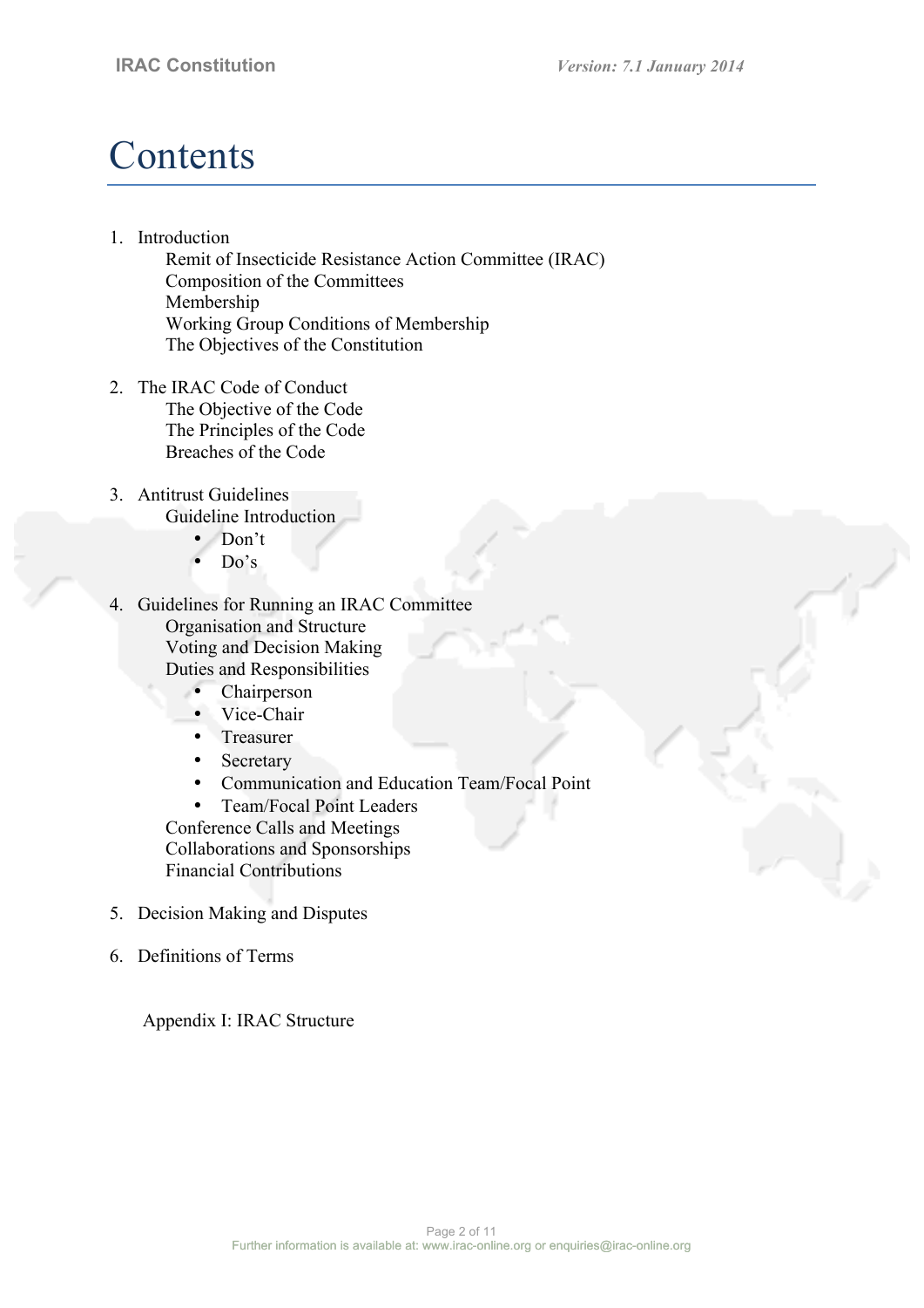# Contents

1. Introduction
   - Remit of Insecticide Resistance Action Committee (IRAC)
   - Composition of the Committees
   - Membership
   - Working Group Conditions of Membership
   - The Objectives of the Constitution

2. The IRAC Code of Conduct
   - The Objective of the Code
   - The Principles of the Code
   - Breaches of the Code

3. Antitrust Guidelines
   - Guideline Introduction
     - Don't
     - Do's

4. Guidelines for Running an IRAC Committee
   - Organisation and Structure
   - Voting and Decision Making
   - Duties and Responsibilities
     - Chairperson
     - Vice-Chair
     - Treasurer
     - Secretary
     - Communication and Education Team/Focal Point
     - Team/Focal Point Leaders
   - Conference Calls and Meetings
   - Collaborations and Sponsorships
   - Financial Contributions

5. Decision Making and Disputes

6. Definitions of Terms

Appendix I: IRAC Structure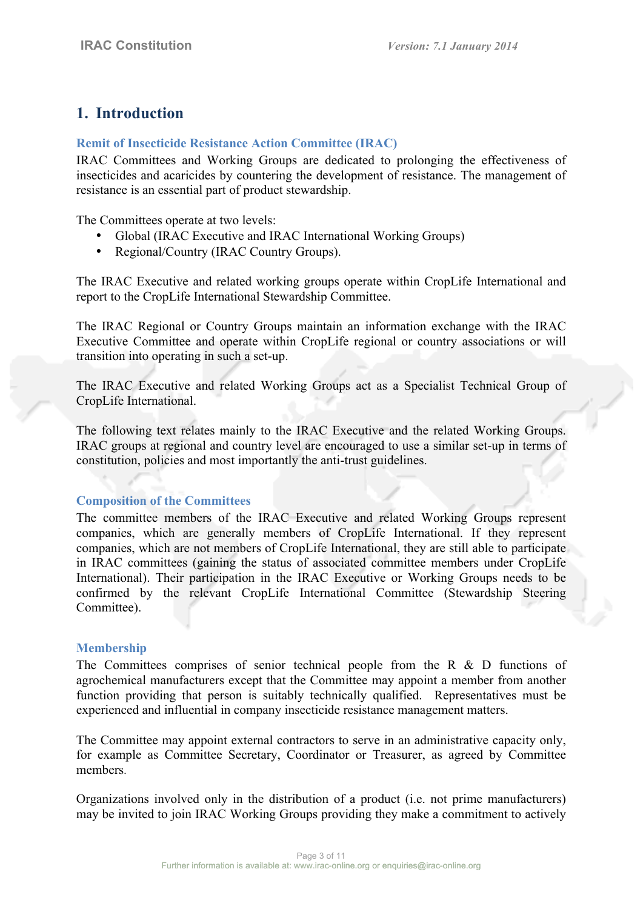# 1. Introduction

### Remit of Insecticide Resistance Action Committee (IRAC)

IRAC Committees and Working Groups are dedicated to prolonging the effectiveness of insecticides and acaricides by countering the development of resistance. The management of resistance is an essential part of product stewardship.

The Committees operate at two levels:

- Global (IRAC Executive and IRAC International Working Groups)
- Regional/Country (IRAC Country Groups).

The IRAC Executive and related working groups operate within CropLife International and report to the CropLife International Stewardship Committee.

The IRAC Regional or Country Groups maintain an information exchange with the IRAC Executive Committee and operate within CropLife regional or country associations or will transition into operating in such a set-up.

The IRAC Executive and related Working Groups act as a Specialist Technical Group of CropLife International.

The following text relates mainly to the IRAC Executive and the related Working Groups. IRAC groups at regional and country level are encouraged to use a similar set-up in terms of constitution, policies and most importantly the anti-trust guidelines.

### Composition of the Committees

The committee members of the IRAC Executive and related Working Groups represent companies, which are generally members of CropLife International. If they represent companies, which are not members of CropLife International, they are still able to participate in IRAC committees (gaining the status of associated committee members under CropLife International). Their participation in the IRAC Executive or Working Groups needs to be confirmed by the relevant CropLife International Committee (Stewardship Steering Committee).

### Membership

The Committees comprises of senior technical people from the R & D functions of agrochemical manufacturers except that the Committee may appoint a member from another function providing that person is suitably technically qualified. Representatives must be experienced and influential in company insecticide resistance management matters.

The Committee may appoint external contractors to serve in an administrative capacity only, for example as Committee Secretary, Coordinator or Treasurer, as agreed by Committee members.

Organizations involved only in the distribution of a product (i.e. not prime manufacturers) may be invited to join IRAC Working Groups providing they make a commitment to actively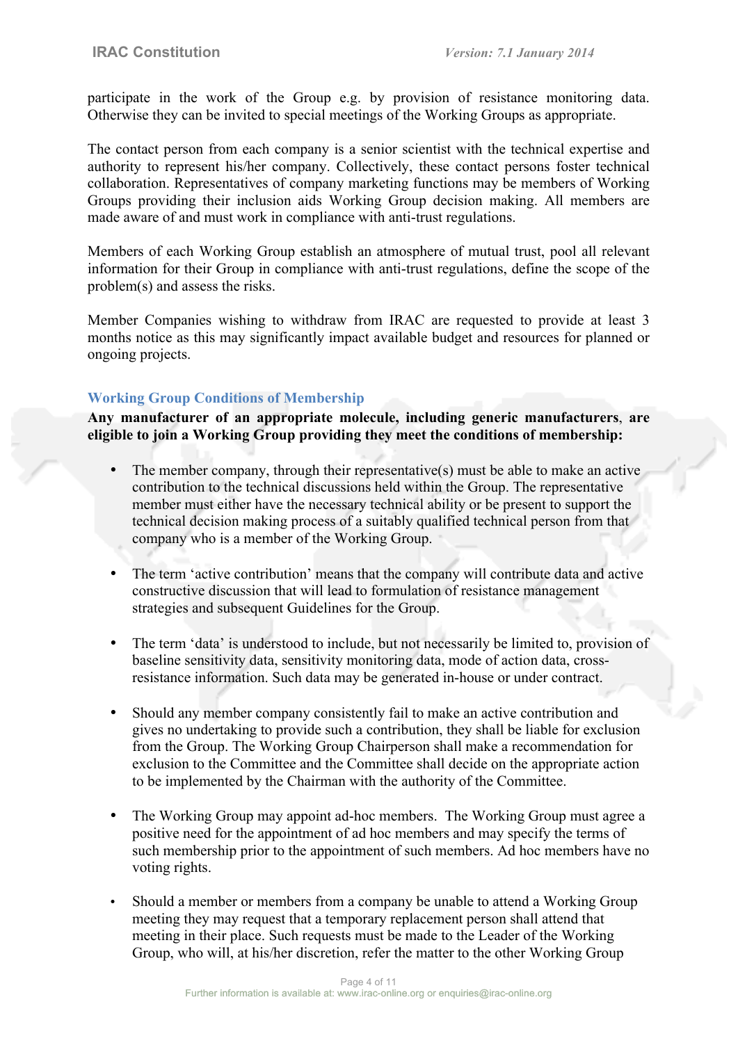participate in the work of the Group e.g. by provision of resistance monitoring data. Otherwise they can be invited to special meetings of the Working Groups as appropriate.

The contact person from each company is a senior scientist with the technical expertise and authority to represent his/her company. Collectively, these contact persons foster technical collaboration. Representatives of company marketing functions may be members of Working Groups providing their inclusion aids Working Group decision making. All members are made aware of and must work in compliance with anti-trust regulations.

Members of each Working Group establish an atmosphere of mutual trust, pool all relevant information for their Group in compliance with anti-trust regulations, define the scope of the problem(s) and assess the risks.

Member Companies wishing to withdraw from IRAC are requested to provide at least 3 months notice as this may significantly impact available budget and resources for planned or ongoing projects.

### Working Group Conditions of Membership

**Any manufacturer of an appropriate molecule, including generic manufacturers, are eligible to join a Working Group providing they meet the conditions of membership:**

- The member company, through their representative(s) must be able to make an active contribution to the technical discussions held within the Group. The representative member must either have the necessary technical ability or be present to support the technical decision making process of a suitably qualified technical person from that company who is a member of the Working Group.

- The term 'active contribution' means that the company will contribute data and active constructive discussion that will lead to formulation of resistance management strategies and subsequent Guidelines for the Group.

- The term 'data' is understood to include, but not necessarily be limited to, provision of baseline sensitivity data, sensitivity monitoring data, mode of action data, cross-resistance information. Such data may be generated in-house or under contract.

- Should any member company consistently fail to make an active contribution and gives no undertaking to provide such a contribution, they shall be liable for exclusion from the Group. The Working Group Chairperson shall make a recommendation for exclusion to the Committee and the Committee shall decide on the appropriate action to be implemented by the Chairman with the authority of the Committee.

- The Working Group may appoint ad-hoc members. The Working Group must agree a positive need for the appointment of ad hoc members and may specify the terms of such membership prior to the appointment of such members. Ad hoc members have no voting rights.

- Should a member or members from a company be unable to attend a Working Group meeting they may request that a temporary replacement person shall attend that meeting in their place. Such requests must be made to the Leader of the Working Group, who will, at his/her discretion, refer the matter to the other Working Group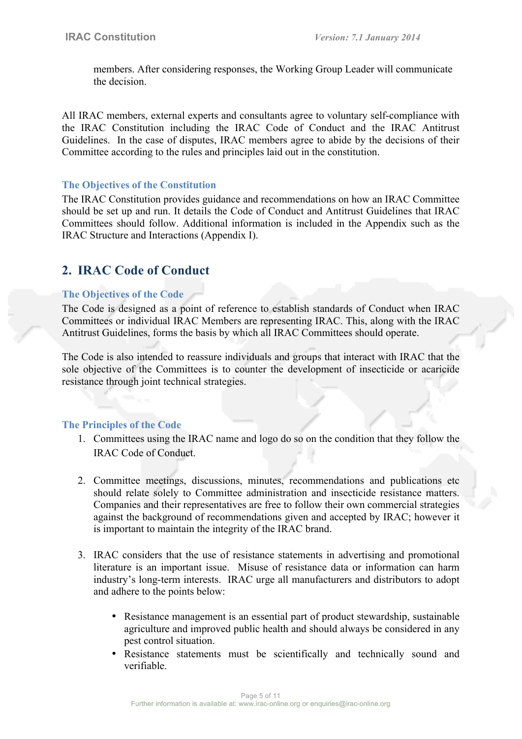members. After considering responses, the Working Group Leader will communicate the decision.

All IRAC members, external experts and consultants agree to voluntary self-compliance with the IRAC Constitution including the IRAC Code of Conduct and the IRAC Antitrust Guidelines. In the case of disputes, IRAC members agree to abide by the decisions of their Committee according to the rules and principles laid out in the constitution.

### The Objectives of the Constitution

The IRAC Constitution provides guidance and recommendations on how an IRAC Committee should be set up and run. It details the Code of Conduct and Antitrust Guidelines that IRAC Committees should follow. Additional information is included in the Appendix such as the IRAC Structure and Interactions (Appendix I).

## 2. IRAC Code of Conduct

### The Objectives of the Code

The Code is designed as a point of reference to establish standards of Conduct when IRAC Committees or individual IRAC Members are representing IRAC. This, along with the IRAC Antitrust Guidelines, forms the basis by which all IRAC Committees should operate.

The Code is also intended to reassure individuals and groups that interact with IRAC that the sole objective of the Committees is to counter the development of insecticide or acaricide resistance through joint technical strategies.

### The Principles of the Code

1. Committees using the IRAC name and logo do so on the condition that they follow the IRAC Code of Conduct.

2. Committee meetings, discussions, minutes, recommendations and publications etc should relate solely to Committee administration and insecticide resistance matters. Companies and their representatives are free to follow their own commercial strategies against the background of recommendations given and accepted by IRAC; however it is important to maintain the integrity of the IRAC brand.

3. IRAC considers that the use of resistance statements in advertising and promotional literature is an important issue. Misuse of resistance data or information can harm industry's long-term interests. IRAC urge all manufacturers and distributors to adopt and adhere to the points below:

   - Resistance management is an essential part of product stewardship, sustainable agriculture and improved public health and should always be considered in any pest control situation.
   - Resistance statements must be scientifically and technically sound and verifiable.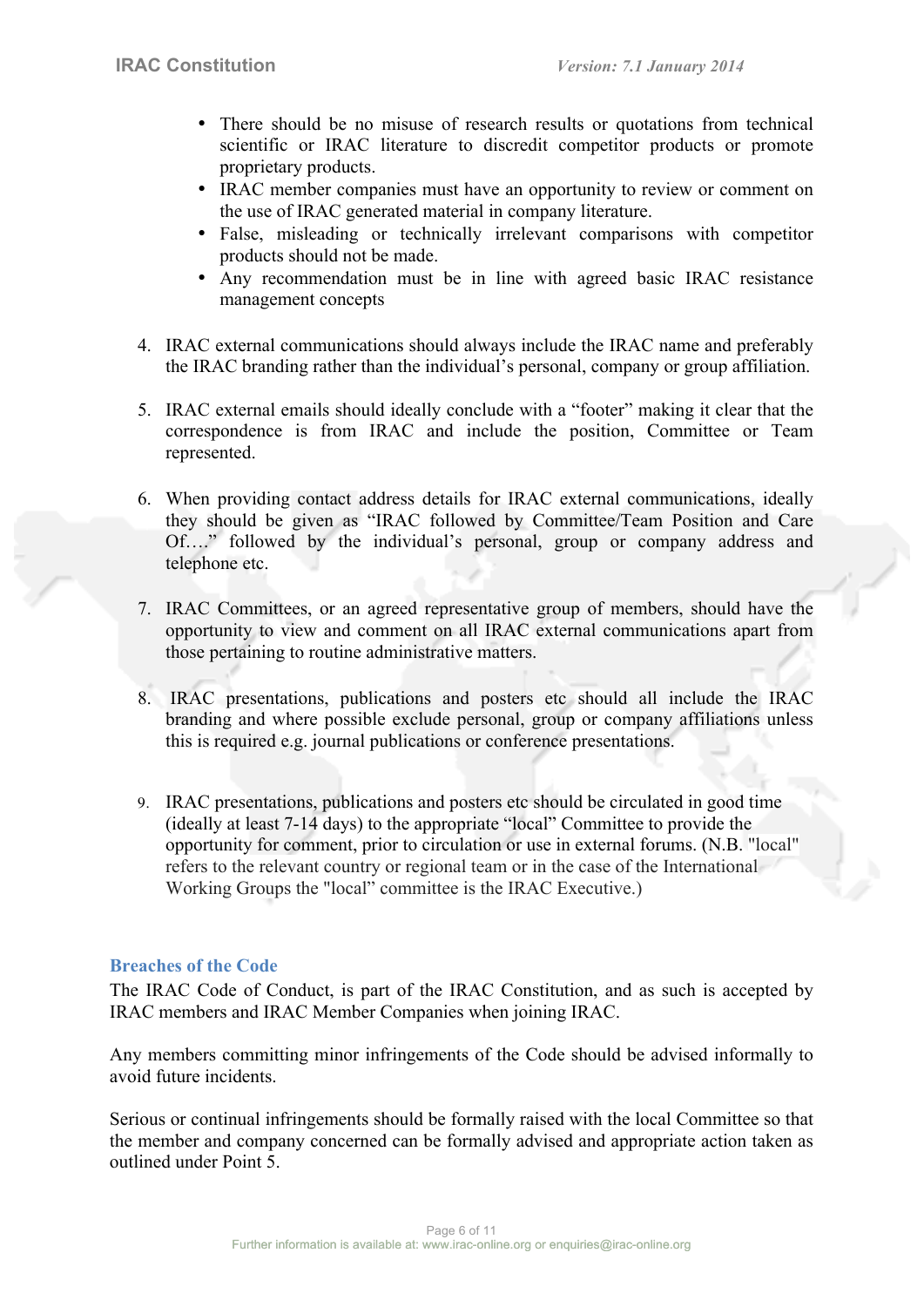- There should be no misuse of research results or quotations from technical scientific or IRAC literature to discredit competitor products or promote proprietary products.
- IRAC member companies must have an opportunity to review or comment on the use of IRAC generated material in company literature.
- False, misleading or technically irrelevant comparisons with competitor products should not be made.
- Any recommendation must be in line with agreed basic IRAC resistance management concepts

4. IRAC external communications should always include the IRAC name and preferably the IRAC branding rather than the individual's personal, company or group affiliation.

5. IRAC external emails should ideally conclude with a "footer" making it clear that the correspondence is from IRAC and include the position, Committee or Team represented.

6. When providing contact address details for IRAC external communications, ideally they should be given as "IRAC followed by Committee/Team Position and Care Of…." followed by the individual's personal, group or company address and telephone etc.

7. IRAC Committees, or an agreed representative group of members, should have the opportunity to view and comment on all IRAC external communications apart from those pertaining to routine administrative matters.

8. IRAC presentations, publications and posters etc should all include the IRAC branding and where possible exclude personal, group or company affiliations unless this is required e.g. journal publications or conference presentations.

9. IRAC presentations, publications and posters etc should be circulated in good time (ideally at least 7-14 days) to the appropriate "local" Committee to provide the opportunity for comment, prior to circulation or use in external forums. (N.B. "local" refers to the relevant country or regional team or in the case of the International Working Groups the "local" committee is the IRAC Executive.)

## Breaches of the Code

The IRAC Code of Conduct, is part of the IRAC Constitution, and as such is accepted by IRAC members and IRAC Member Companies when joining IRAC.

Any members committing minor infringements of the Code should be advised informally to avoid future incidents.

Serious or continual infringements should be formally raised with the local Committee so that the member and company concerned can be formally advised and appropriate action taken as outlined under Point 5.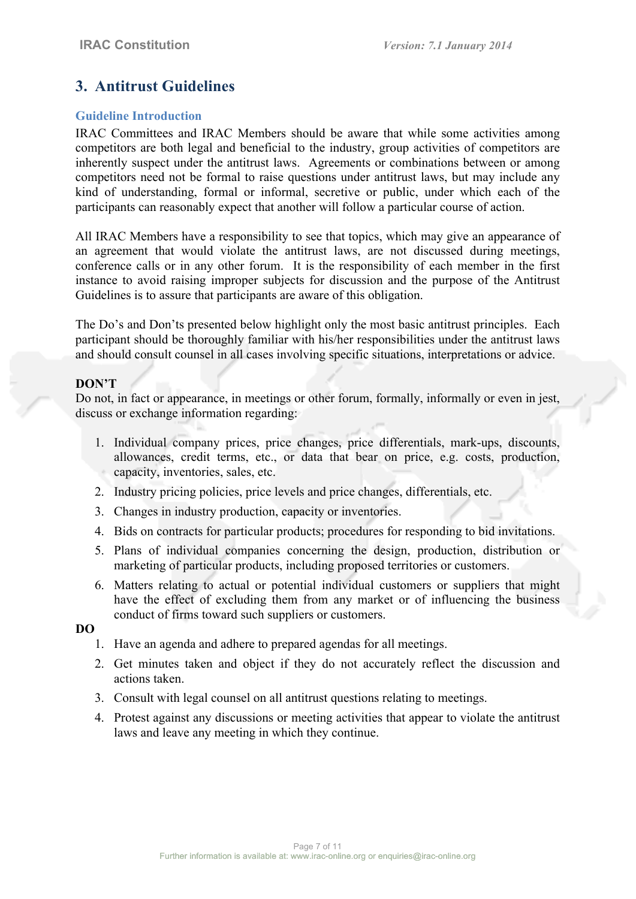# 3. Antitrust Guidelines

## Guideline Introduction

IRAC Committees and IRAC Members should be aware that while some activities among competitors are both legal and beneficial to the industry, group activities of competitors are inherently suspect under the antitrust laws. Agreements or combinations between or among competitors need not be formal to raise questions under antitrust laws, but may include any kind of understanding, formal or informal, secretive or public, under which each of the participants can reasonably expect that another will follow a particular course of action.

All IRAC Members have a responsibility to see that topics, which may give an appearance of an agreement that would violate the antitrust laws, are not discussed during meetings, conference calls or in any other forum. It is the responsibility of each member in the first instance to avoid raising improper subjects for discussion and the purpose of the Antitrust Guidelines is to assure that participants are aware of this obligation.

The Do's and Don'ts presented below highlight only the most basic antitrust principles. Each participant should be thoroughly familiar with his/her responsibilities under the antitrust laws and should consult counsel in all cases involving specific situations, interpretations or advice.

**DON'T**

Do not, in fact or appearance, in meetings or other forum, formally, informally or even in jest, discuss or exchange information regarding:

1. Individual company prices, price changes, price differentials, mark-ups, discounts, allowances, credit terms, etc., or data that bear on price, e.g. costs, production, capacity, inventories, sales, etc.
2. Industry pricing policies, price levels and price changes, differentials, etc.
3. Changes in industry production, capacity or inventories.
4. Bids on contracts for particular products; procedures for responding to bid invitations.
5. Plans of individual companies concerning the design, production, distribution or marketing of particular products, including proposed territories or customers.
6. Matters relating to actual or potential individual customers or suppliers that might have the effect of excluding them from any market or of influencing the business conduct of firms toward such suppliers or customers.

**DO**

1. Have an agenda and adhere to prepared agendas for all meetings.
2. Get minutes taken and object if they do not accurately reflect the discussion and actions taken.
3. Consult with legal counsel on all antitrust questions relating to meetings.
4. Protest against any discussions or meeting activities that appear to violate the antitrust laws and leave any meeting in which they continue.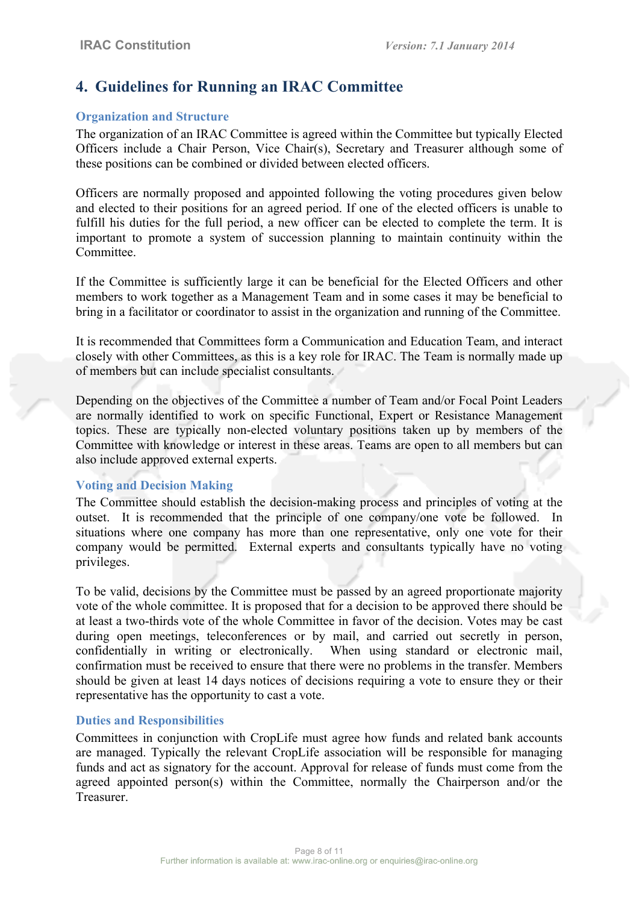## 4. Guidelines for Running an IRAC Committee

### Organization and Structure

The organization of an IRAC Committee is agreed within the Committee but typically Elected Officers include a Chair Person, Vice Chair(s), Secretary and Treasurer although some of these positions can be combined or divided between elected officers.

Officers are normally proposed and appointed following the voting procedures given below and elected to their positions for an agreed period. If one of the elected officers is unable to fulfill his duties for the full period, a new officer can be elected to complete the term. It is important to promote a system of succession planning to maintain continuity within the Committee.

If the Committee is sufficiently large it can be beneficial for the Elected Officers and other members to work together as a Management Team and in some cases it may be beneficial to bring in a facilitator or coordinator to assist in the organization and running of the Committee.

It is recommended that Committees form a Communication and Education Team, and interact closely with other Committees, as this is a key role for IRAC. The Team is normally made up of members but can include specialist consultants.

Depending on the objectives of the Committee a number of Team and/or Focal Point Leaders are normally identified to work on specific Functional, Expert or Resistance Management topics. These are typically non-elected voluntary positions taken up by members of the Committee with knowledge or interest in these areas. Teams are open to all members but can also include approved external experts.

### Voting and Decision Making

The Committee should establish the decision-making process and principles of voting at the outset. It is recommended that the principle of one company/one vote be followed. In situations where one company has more than one representative, only one vote for their company would be permitted. External experts and consultants typically have no voting privileges.

To be valid, decisions by the Committee must be passed by an agreed proportionate majority vote of the whole committee. It is proposed that for a decision to be approved there should be at least a two-thirds vote of the whole Committee in favor of the decision. Votes may be cast during open meetings, teleconferences or by mail, and carried out secretly in person, confidentially in writing or electronically. When using standard or electronic mail, confirmation must be received to ensure that there were no problems in the transfer. Members should be given at least 14 days notices of decisions requiring a vote to ensure they or their representative has the opportunity to cast a vote.

### Duties and Responsibilities

Committees in conjunction with CropLife must agree how funds and related bank accounts are managed. Typically the relevant CropLife association will be responsible for managing funds and act as signatory for the account. Approval for release of funds must come from the agreed appointed person(s) within the Committee, normally the Chairperson and/or the Treasurer.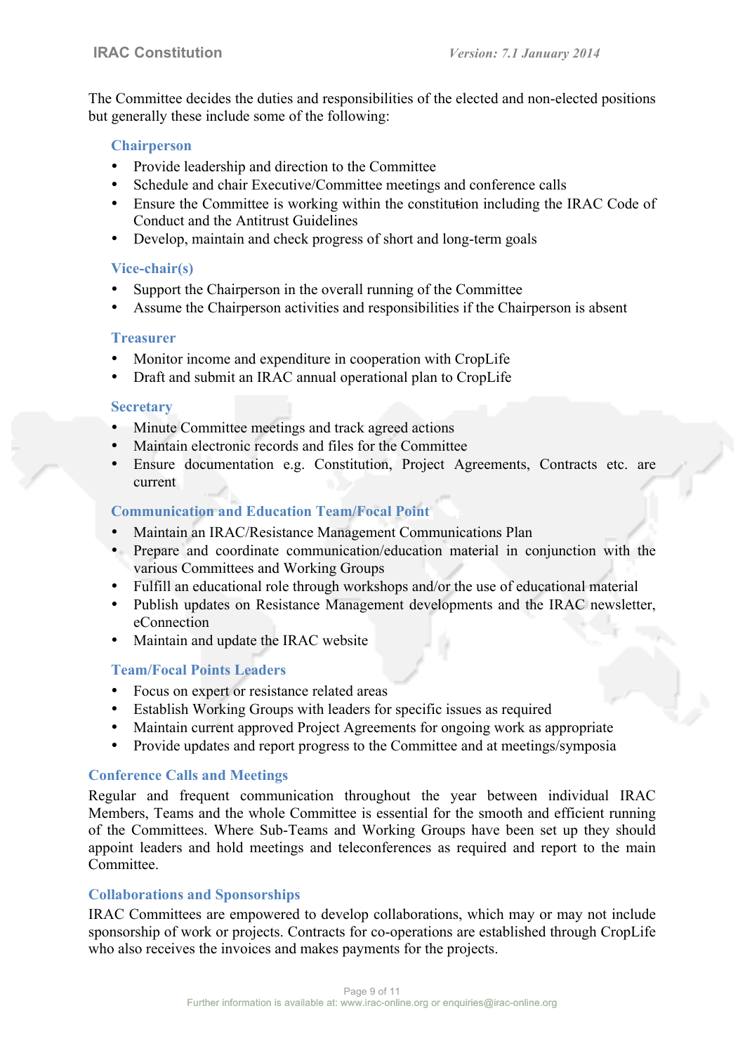The Committee decides the duties and responsibilities of the elected and non-elected positions but generally these include some of the following:

### Chairperson

- Provide leadership and direction to the Committee
- Schedule and chair Executive/Committee meetings and conference calls
- Ensure the Committee is working within the constitution including the IRAC Code of Conduct and the Antitrust Guidelines
- Develop, maintain and check progress of short and long-term goals

### Vice-chair(s)

- Support the Chairperson in the overall running of the Committee
- Assume the Chairperson activities and responsibilities if the Chairperson is absent

### Treasurer

- Monitor income and expenditure in cooperation with CropLife
- Draft and submit an IRAC annual operational plan to CropLife

### Secretary

- Minute Committee meetings and track agreed actions
- Maintain electronic records and files for the Committee
- Ensure documentation e.g. Constitution, Project Agreements, Contracts etc. are current

### Communication and Education Team/Focal Point

- Maintain an IRAC/Resistance Management Communications Plan
- Prepare and coordinate communication/education material in conjunction with the various Committees and Working Groups
- Fulfill an educational role through workshops and/or the use of educational material
- Publish updates on Resistance Management developments and the IRAC newsletter, eConnection
- Maintain and update the IRAC website

### Team/Focal Points Leaders

- Focus on expert or resistance related areas
- Establish Working Groups with leaders for specific issues as required
- Maintain current approved Project Agreements for ongoing work as appropriate
- Provide updates and report progress to the Committee and at meetings/symposia

## Conference Calls and Meetings

Regular and frequent communication throughout the year between individual IRAC Members, Teams and the whole Committee is essential for the smooth and efficient running of the Committees. Where Sub-Teams and Working Groups have been set up they should appoint leaders and hold meetings and teleconferences as required and report to the main Committee.

## Collaborations and Sponsorships

IRAC Committees are empowered to develop collaborations, which may or may not include sponsorship of work or projects. Contracts for co-operations are established through CropLife who also receives the invoices and makes payments for the projects.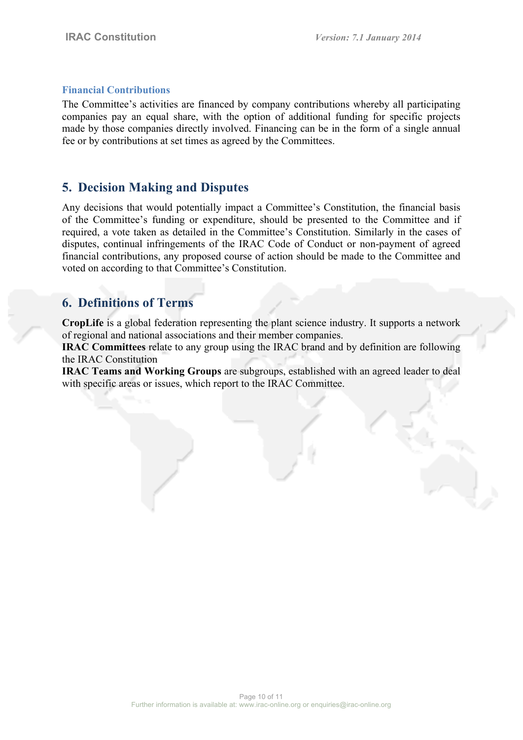### Financial Contributions

The Committee's activities are financed by company contributions whereby all participating companies pay an equal share, with the option of additional funding for specific projects made by those companies directly involved. Financing can be in the form of a single annual fee or by contributions at set times as agreed by the Committees.

## 5. Decision Making and Disputes

Any decisions that would potentially impact a Committee's Constitution, the financial basis of the Committee's funding or expenditure, should be presented to the Committee and if required, a vote taken as detailed in the Committee's Constitution. Similarly in the cases of disputes, continual infringements of the IRAC Code of Conduct or non-payment of agreed financial contributions, any proposed course of action should be made to the Committee and voted on according to that Committee's Constitution.

## 6. Definitions of Terms

**CropLife** is a global federation representing the plant science industry. It supports a network of regional and national associations and their member companies.
**IRAC Committees** relate to any group using the IRAC brand and by definition are following the IRAC Constitution
**IRAC Teams and Working Groups** are subgroups, established with an agreed leader to deal with specific areas or issues, which report to the IRAC Committee.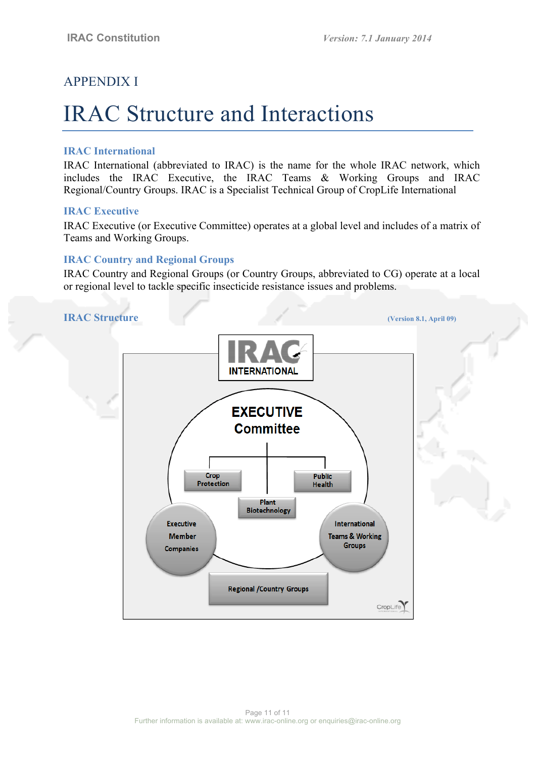APPENDIX I

# IRAC Structure and Interactions

### IRAC International

IRAC International (abbreviated to IRAC) is the name for the whole IRAC network, which includes the IRAC Executive, the IRAC Teams & Working Groups and IRAC Regional/Country Groups. IRAC is a Specialist Technical Group of CropLife International

### IRAC Executive

IRAC Executive (or Executive Committee) operates at a global level and includes of a matrix of Teams and Working Groups.

### IRAC Country and Regional Groups

IRAC Country and Regional Groups (or Country Groups, abbreviated to CG) operate at a local or regional level to tackle specific insecticide resistance issues and problems.

### IRAC Structure

(Version 8.1, April 09)

IRAC INTERNATIONAL

EXECUTIVE Committee

Crop Protection

Public Health

Plant Biotechnology

Executive Member Companies

International Teams & Working Groups

Regional /Country Groups

CropLife